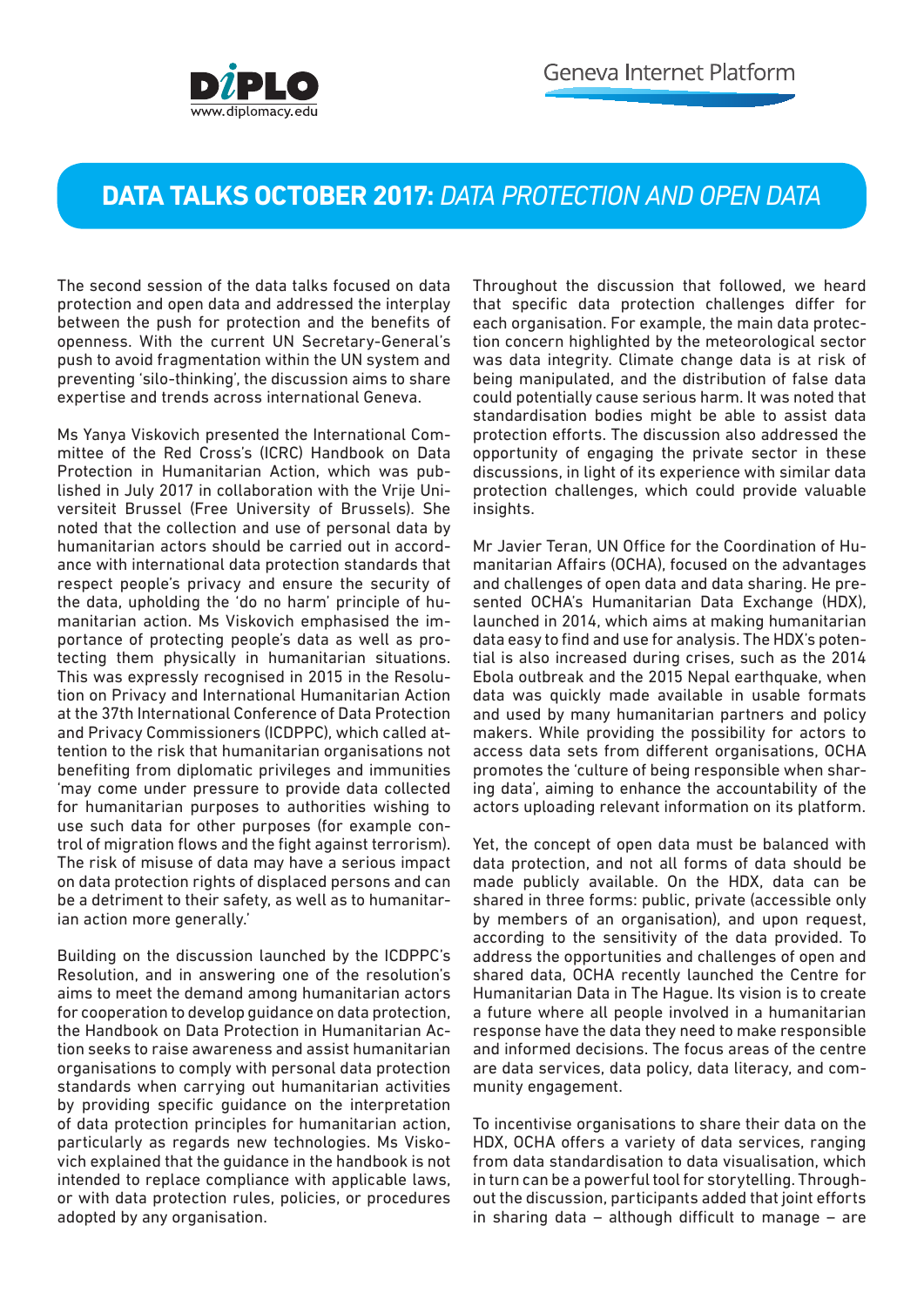# DATA TALKS OCTOBER 2017: *DATA PROTECTION AND OPEN DATA*

The second session of the data talks focused on data protection and open data and addressed the interplay between the push for protection and the benefits of openness. With the current UN Secretary-General's push to avoid fragmentation within the UN system and preventing 'silo-thinking', the discussion aims to share expertise and trends across international Geneva.

Ms Yanya Viskovich presented the International Committee of the Red Cross's (ICRC) Handbook on Data Protection in Humanitarian Action, which was published in July 2017 in collaboration with the Vrije Universiteit Brussel (Free University of Brussels). She noted that the collection and use of personal data by humanitarian actors should be carried out in accordance with international data protection standards that respect people's privacy and ensure the security of the data, upholding the 'do no harm' principle of humanitarian action. Ms Viskovich emphasised the importance of protecting people's data as well as protecting them physically in humanitarian situations. This was expressly recognised in 2015 in the Resolution on Privacy and International Humanitarian Action at the 37th International Conference of Data Protection and Privacy Commissioners (ICDPPC), which called attention to the risk that humanitarian organisations not benefiting from diplomatic privileges and immunities 'may come under pressure to provide data collected for humanitarian purposes to authorities wishing to use such data for other purposes (for example control of migration flows and the fight against terrorism). The risk of misuse of data may have a serious impact on data protection rights of displaced persons and can be a detriment to their safety, as well as to humanitarian action more generally.'

Building on the discussion launched by the ICDPPC's Resolution, and in answering one of the resolution's aims to meet the demand among humanitarian actors for cooperation to develop guidance on data protection, the Handbook on Data Protection in Humanitarian Action seeks to raise awareness and assist humanitarian organisations to comply with personal data protection standards when carrying out humanitarian activities by providing specific guidance on the interpretation of data protection principles for humanitarian action, particularly as regards new technologies. Ms Viskovich explained that the guidance in the handbook is not intended to replace compliance with applicable laws, or with data protection rules, policies, or procedures adopted by any organisation.

Throughout the discussion that followed, we heard that specific data protection challenges differ for each organisation. For example, the main data protection concern highlighted by the meteorological sector was data integrity. Climate change data is at risk of being manipulated, and the distribution of false data could potentially cause serious harm. It was noted that standardisation bodies might be able to assist data protection efforts. The discussion also addressed the opportunity of engaging the private sector in these discussions, in light of its experience with similar data protection challenges, which could provide valuable insights.

Mr Javier Teran, UN Office for the Coordination of Humanitarian Affairs (OCHA), focused on the advantages and challenges of open data and data sharing. He presented OCHA's Humanitarian Data Exchange (HDX), launched in 2014, which aims at making humanitarian data easy to find and use for analysis. The HDX's potential is also increased during crises, such as the 2014 Ebola outbreak and the 2015 Nepal earthquake, when data was quickly made available in usable formats and used by many humanitarian partners and policy makers. While providing the possibility for actors to access data sets from different organisations, OCHA promotes the 'culture of being responsible when sharing data', aiming to enhance the accountability of the actors uploading relevant information on its platform.

Yet, the concept of open data must be balanced with data protection, and not all forms of data should be made publicly available. On the HDX, data can be shared in three forms: public, private (accessible only by members of an organisation), and upon request, according to the sensitivity of the data provided. To address the opportunities and challenges of open and shared data, OCHA recently launched the Centre for Humanitarian Data in The Hague. Its vision is to create a future where all people involved in a humanitarian response have the data they need to make responsible and informed decisions. The focus areas of the centre are data services, data policy, data literacy, and community engagement.

To incentivise organisations to share their data on the HDX, OCHA offers a variety of data services, ranging from data standardisation to data visualisation, which in turn can be a powerful tool for storytelling. Throughout the discussion, participants added that joint efforts in sharing data – although difficult to manage – are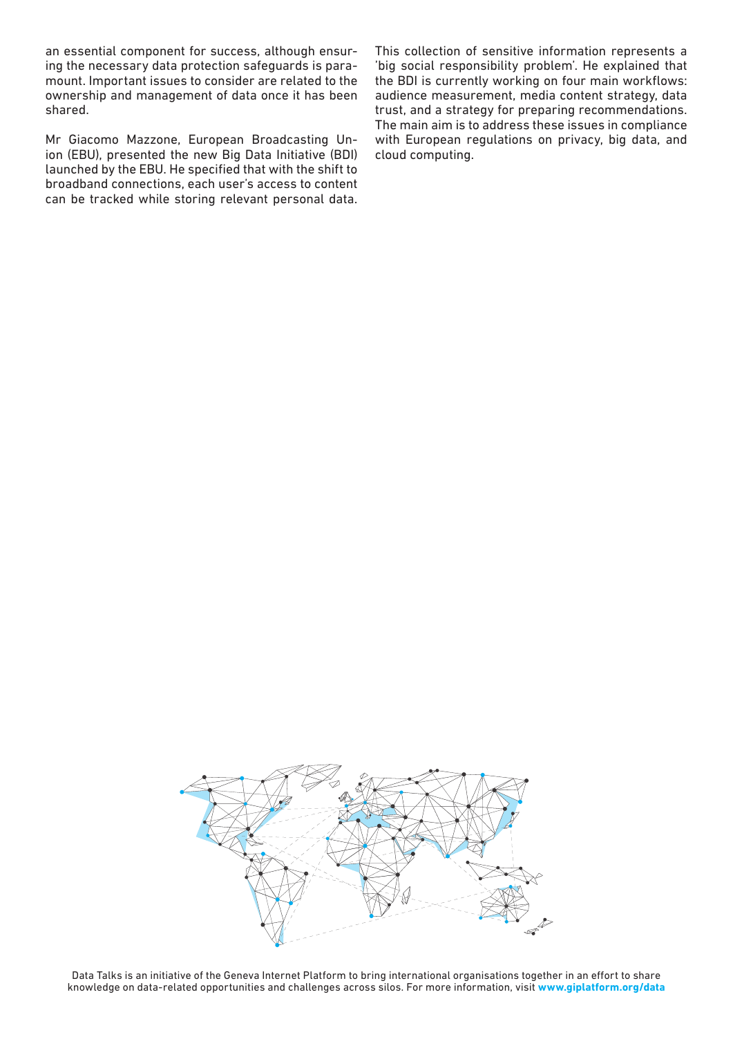an essential component for success, although ensuring the necessary data protection safeguards is paramount. Important issues to consider are related to the ownership and management of data once it has been shared.

Mr Giacomo Mazzone, European Broadcasting Union (EBU), presented the new Big Data Initiative (BDI) launched by the EBU. He specified that with the shift to broadband connections, each user's access to content can be tracked while storing relevant personal data. This collection of sensitive information represents a 'big social responsibility problem'. He explained that the BDI is currently working on four main workflows: audience measurement, media content strategy, data trust, and a strategy for preparing recommendations. The main aim is to address these issues in compliance with European regulations on privacy, big data, and cloud computing.

Data Talks is an initiative of the Geneva Internet Platform to bring international organisations together in an effort to share knowledge on data-related opportunities and challenges across silos. For more information, visit **www.giplatform.org/data**